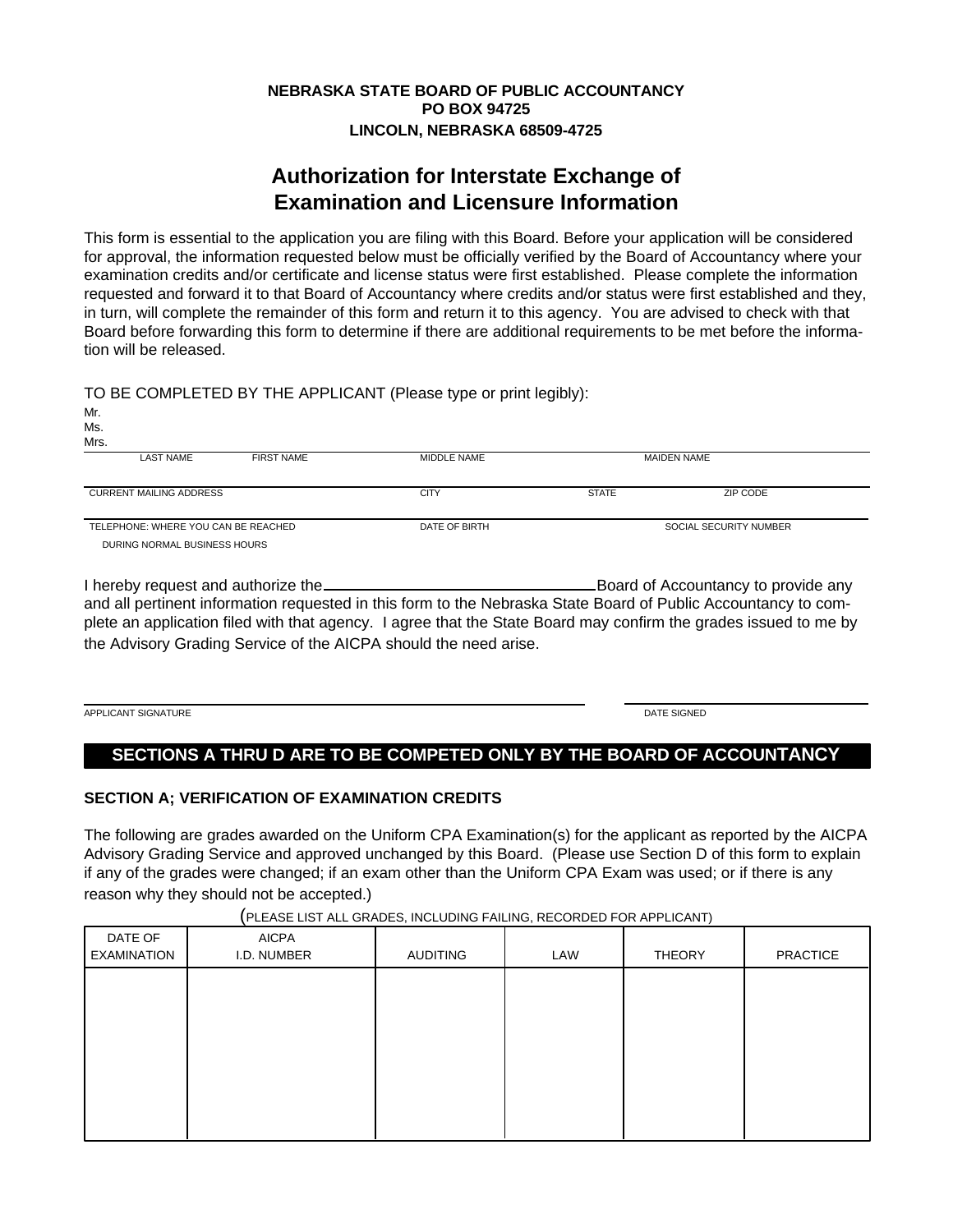**NEBRASKA STATE BOARD OF PUBLIC ACCOUNTANCY**
**PO BOX 94725**
**LINCOLN, NEBRASKA 68509-4725**

# Authorization for Interstate Exchange of Examination and Licensure Information

This form is essential to the application you are filing with this Board. Before your application will be considered for approval, the information requested below must be officially verified by the Board of Accountancy where your examination credits and/or certificate and license status were first established. Please complete the information requested and forward it to that Board of Accountancy where credits and/or status were first established and they, in turn, will complete the remainder of this form and return it to this agency. You are advised to check with that Board before forwarding this form to determine if there are additional requirements to be met before the information will be released.

TO BE COMPLETED BY THE APPLICANT (Please type or print legibly):

Mr.
Ms.
Mrs.

LAST NAME FIRST NAME MIDDLE NAME MAIDEN NAME

CURRENT MAILING ADDRESS CITY STATE ZIP CODE

TELEPHONE: WHERE YOU CAN BE REACHED DURING NORMAL BUSINESS HOURS DATE OF BIRTH SOCIAL SECURITY NUMBER

I hereby request and authorize the ______________________________ Board of Accountancy to provide any and all pertinent information requested in this form to the Nebraska State Board of Public Accountancy to complete an application filed with that agency. I agree that the State Board may confirm the grades issued to me by the Advisory Grading Service of the AICPA should the need arise.

APPLICANT SIGNATURE DATE SIGNED

## SECTIONS A THRU D ARE TO BE COMPETED ONLY BY THE BOARD OF ACCOUNTANCY

### SECTION A; VERIFICATION OF EXAMINATION CREDITS

The following are grades awarded on the Uniform CPA Examination(s) for the applicant as reported by the AICPA Advisory Grading Service and approved unchanged by this Board. (Please use Section D of this form to explain if any of the grades were changed; if an exam other than the Uniform CPA Exam was used; or if there is any reason why they should not be accepted.)

(PLEASE LIST ALL GRADES, INCLUDING FAILING, RECORDED FOR APPLICANT)

| DATE OF EXAMINATION | AICPA I.D. NUMBER | AUDITING | LAW | THEORY | PRACTICE |
|---|---|---|---|---|---|
| | | | | | |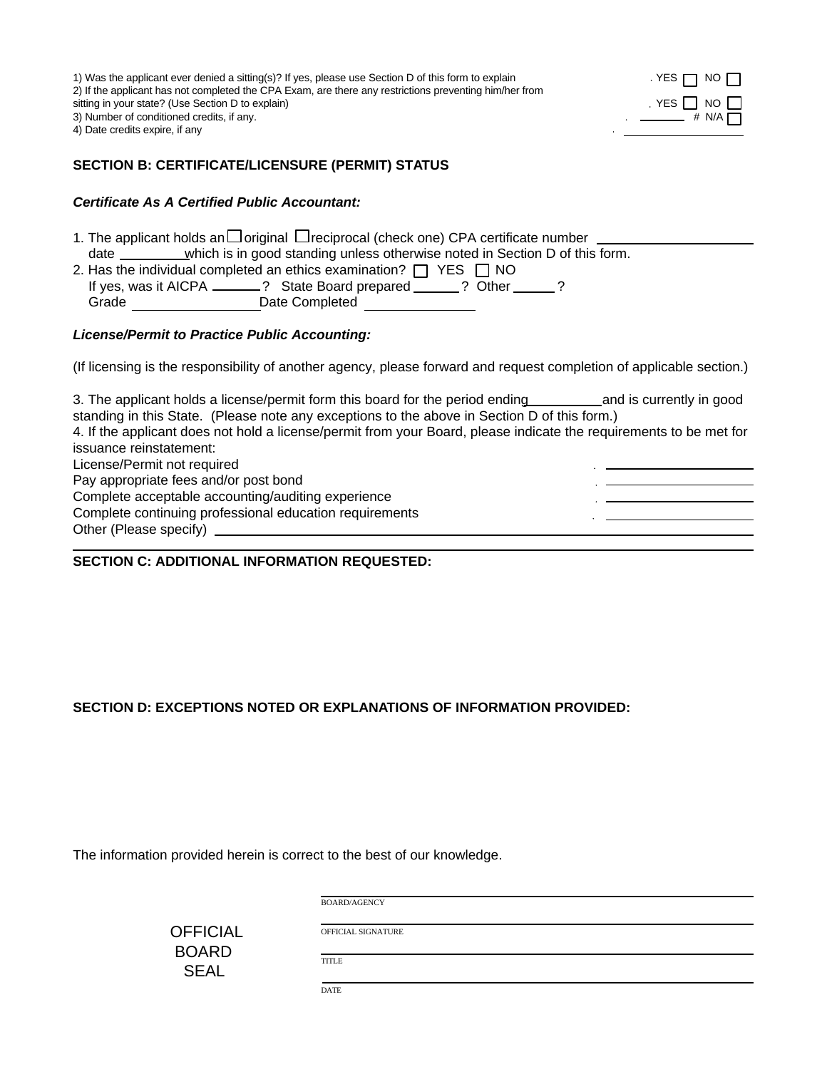1) Was the applicant ever denied a sitting(s)? If yes, please use Section D of this form to explain . YES ☐ NO ☐

2) If the applicant has not completed the CPA Exam, are there any restrictions preventing him/her from sitting in your state? (Use Section D to explain) . YES ☐ NO ☐

3) Number of conditioned credits, if any. . ______ # N/A ☐

4) Date credits expire, if any . ______________

## SECTION B: CERTIFICATE/LICENSURE (PERMIT) STATUS

***Certificate As A Certified Public Accountant:***

1. The applicant holds an ☐original ☐reciprocal (check one) CPA certificate number ____________________ date ________ which is in good standing unless otherwise noted in Section D of this form.
2. Has the individual completed an ethics examination? ☐ YES ☐ NO
   If yes, was it AICPA ______? State Board prepared ______? Other ______?
   Grade ________________ Date Completed ______________

***License/Permit to Practice Public Accounting:***

(If licensing is the responsibility of another agency, please forward and request completion of applicable section.)

3. The applicant holds a license/permit form this board for the period ending __________ and is currently in good standing in this State. (Please note any exceptions to the above in Section D of this form.)

4. If the applicant does not hold a license/permit from your Board, please indicate the requirements to be met for issuance reinstatement:

License/Permit not required . ______________

Pay appropriate fees and/or post bond . ______________

Complete acceptable accounting/auditing experience . ______________

Complete continuing professional education requirements . ______________

Other (Please specify) ________________________________________________

## SECTION C: ADDITIONAL INFORMATION REQUESTED:

## SECTION D: EXCEPTIONS NOTED OR EXPLANATIONS OF INFORMATION PROVIDED:

The information provided herein is correct to the best of our knowledge.

OFFICIAL BOARD SEAL

______________________________
BOARD/AGENCY

______________________________
OFFICIAL SIGNATURE

______________________________
TITLE

______________________________
DATE